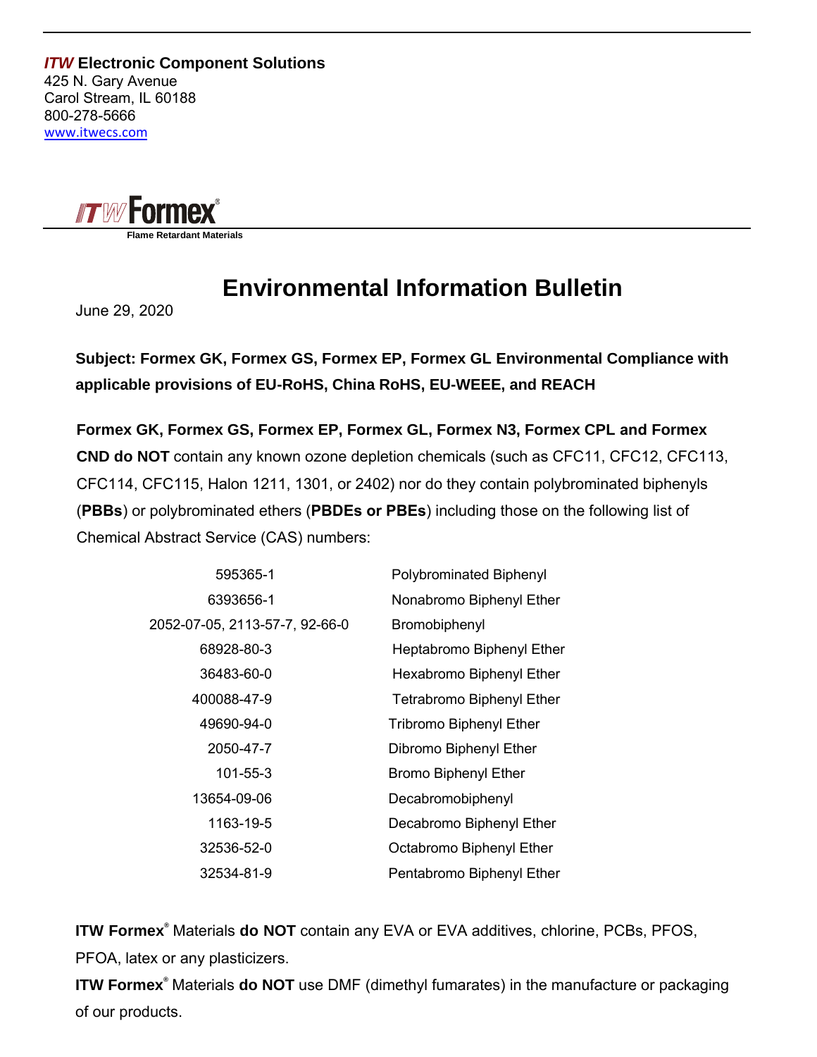***ITW* Electronic Component Solutions**
425 N. Gary Avenue
Carol Stream, IL 60188
800-278-5666
www.itwecs.com

**ITW Formex®**
**Flame Retardant Materials**

# Environmental Information Bulletin

June 29, 2020

**Subject: Formex GK, Formex GS, Formex EP, Formex GL Environmental Compliance with applicable provisions of EU-RoHS, China RoHS, EU-WEEE, and REACH**

**Formex GK, Formex GS, Formex EP, Formex GL, Formex N3, Formex CPL and Formex CND do NOT** contain any known ozone depletion chemicals (such as CFC11, CFC12, CFC113, CFC114, CFC115, Halon 1211, 1301, or 2402) nor do they contain polybrominated biphenyls (**PBBs**) or polybrominated ethers (**PBDEs or PBEs**) including those on the following list of Chemical Abstract Service (CAS) numbers:

| CAS Number | Substance |
|---|---|
| 595365-1 | Polybrominated Biphenyl |
| 6393656-1 | Nonabromo Biphenyl Ether |
| 2052-07-05, 2113-57-7, 92-66-0 | Bromobiphenyl |
| 68928-80-3 | Heptabromo Biphenyl Ether |
| 36483-60-0 | Hexabromo Biphenyl Ether |
| 400088-47-9 | Tetrabromo Biphenyl Ether |
| 49690-94-0 | Tribromo Biphenyl Ether |
| 2050-47-7 | Dibromo Biphenyl Ether |
| 101-55-3 | Bromo Biphenyl Ether |
| 13654-09-06 | Decabromobiphenyl |
| 1163-19-5 | Decabromo Biphenyl Ether |
| 32536-52-0 | Octabromo Biphenyl Ether |
| 32534-81-9 | Pentabromo Biphenyl Ether |

**ITW Formex®** Materials **do NOT** contain any EVA or EVA additives, chlorine, PCBs, PFOS, PFOA, latex or any plasticizers.

**ITW Formex®** Materials **do NOT** use DMF (dimethyl fumarates) in the manufacture or packaging of our products.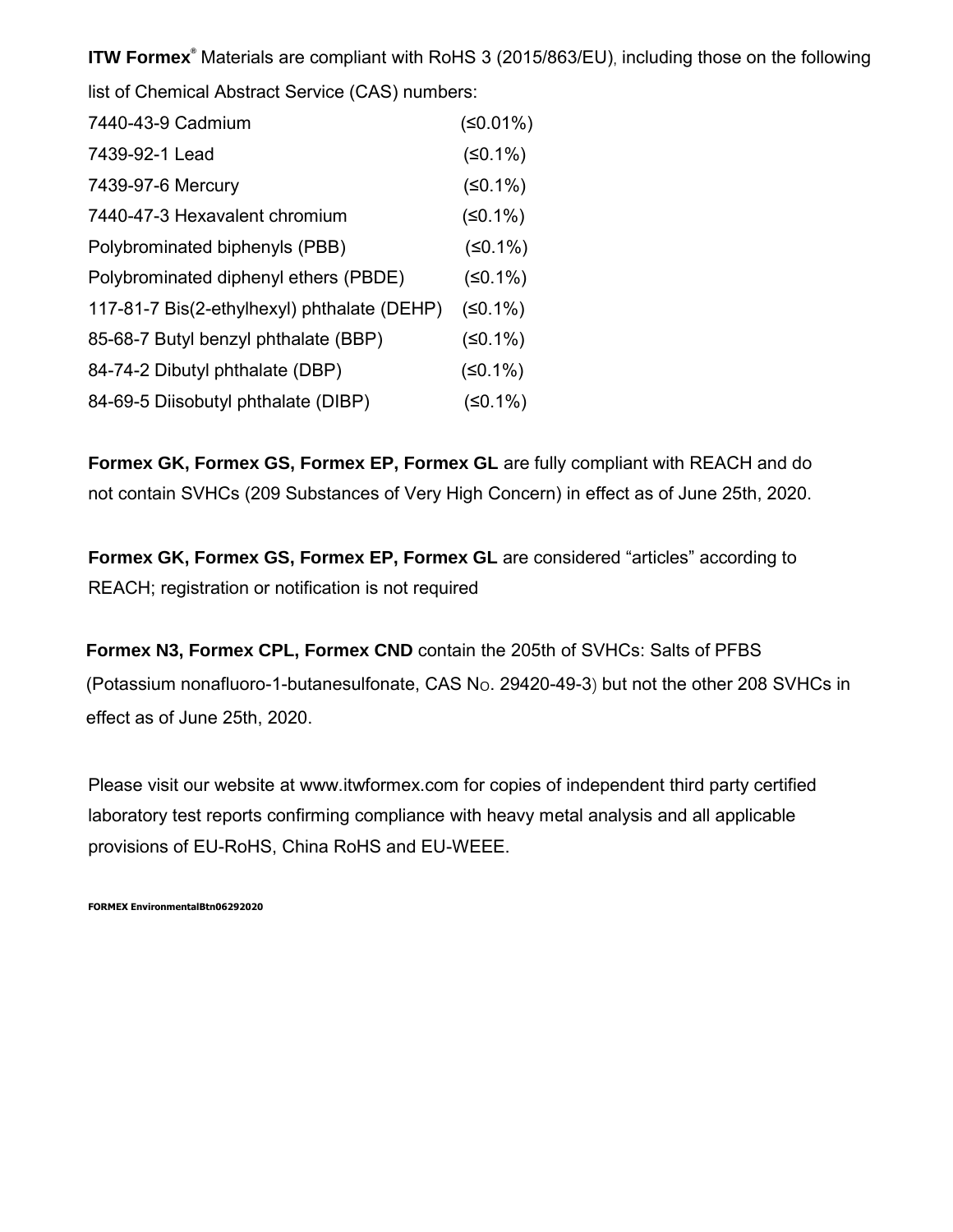**ITW Formex**® Materials are compliant with RoHS 3 (2015/863/EU), including those on the following list of Chemical Abstract Service (CAS) numbers:

| | |
|---|---|
| 7440-43-9 Cadmium | (≤0.01%) |
| 7439-92-1 Lead | (≤0.1%) |
| 7439-97-6 Mercury | (≤0.1%) |
| 7440-47-3 Hexavalent chromium | (≤0.1%) |
| Polybrominated biphenyls (PBB) | (≤0.1%) |
| Polybrominated diphenyl ethers (PBDE) | (≤0.1%) |
| 117-81-7 Bis(2-ethylhexyl) phthalate (DEHP) | (≤0.1%) |
| 85-68-7 Butyl benzyl phthalate (BBP) | (≤0.1%) |
| 84-74-2 Dibutyl phthalate (DBP) | (≤0.1%) |
| 84-69-5 Diisobutyl phthalate (DIBP) | (≤0.1%) |

**Formex GK, Formex GS, Formex EP, Formex GL** are fully compliant with REACH and do not contain SVHCs (209 Substances of Very High Concern) in effect as of June 25th, 2020.

**Formex GK, Formex GS, Formex EP, Formex GL** are considered "articles" according to REACH; registration or notification is not required

**Formex N3, Formex CPL, Formex CND** contain the 205th of SVHCs: Salts of PFBS (Potassium nonafluoro-1-butanesulfonate, CAS No. 29420-49-3) but not the other 208 SVHCs in effect as of June 25th, 2020.

Please visit our website at www.itwformex.com for copies of independent third party certified laboratory test reports confirming compliance with heavy metal analysis and all applicable provisions of EU-RoHS, China RoHS and EU-WEEE.

**FORMEX EnvironmentalBtn06292020**